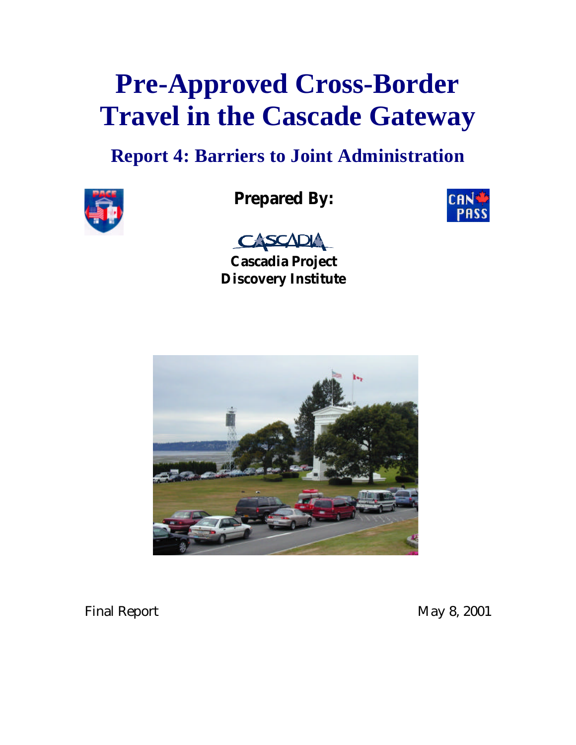# Pre-Approved Cross-Border Travel in the Cascade Gateway

## Report 4: Barriers to Joint Administration

**Prepared By:**

**Cascadia Project**
**Discovery Institute**

Final Report

May 8, 2001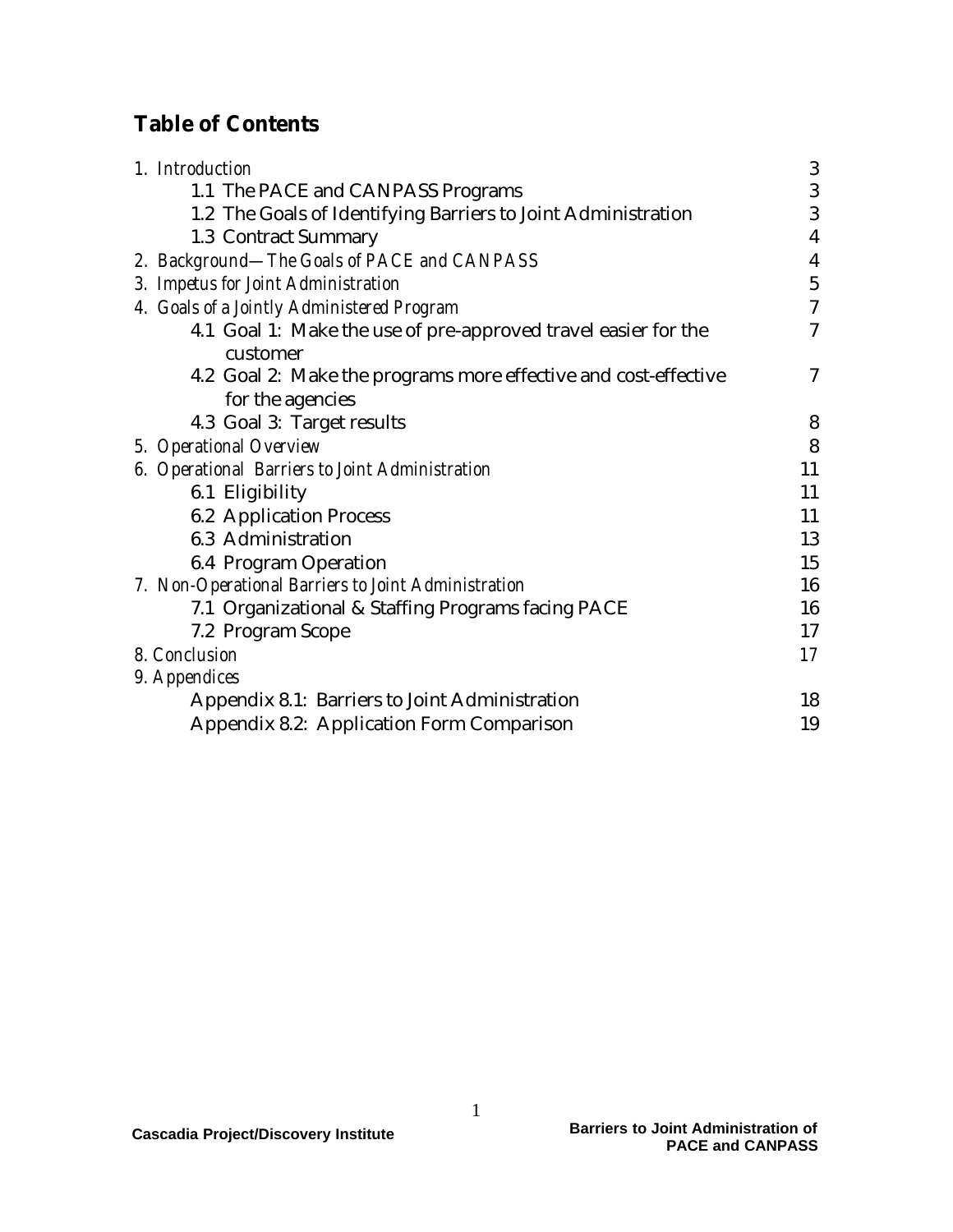## Table of Contents

| | |
|---|---|
| 1. *Introduction* | 3 |
| 1.1 The PACE and CANPASS Programs | 3 |
| 1.2 The Goals of Identifying Barriers to Joint Administration | 3 |
| 1.3 Contract Summary | 4 |
| 2. *Background—The Goals of PACE and CANPASS* | 4 |
| 3. *Impetus for Joint Administration* | 5 |
| 4. *Goals of a Jointly Administered Program* | 7 |
| 4.1 Goal 1: Make the use of pre-approved travel easier for the customer | 7 |
| 4.2 Goal 2: Make the programs more effective and cost-effective for the agencies | 7 |
| 4.3 Goal 3: Target results | 8 |
| 5. *Operational Overview* | 8 |
| 6. *Operational Barriers to Joint Administration* | 11 |
| 6.1 Eligibility | 11 |
| 6.2 Application Process | 11 |
| 6.3 Administration | 13 |
| 6.4 Program Operation | 15 |
| 7. *Non-Operational Barriers to Joint Administration* | 16 |
| 7.1 Organizational & Staffing Programs facing PACE | 16 |
| 7.2 Program Scope | 17 |
| 8. *Conclusion* | 17 |
| 9. *Appendices* | |
| Appendix 8.1: Barriers to Joint Administration | 18 |
| Appendix 8.2: Application Form Comparison | 19 |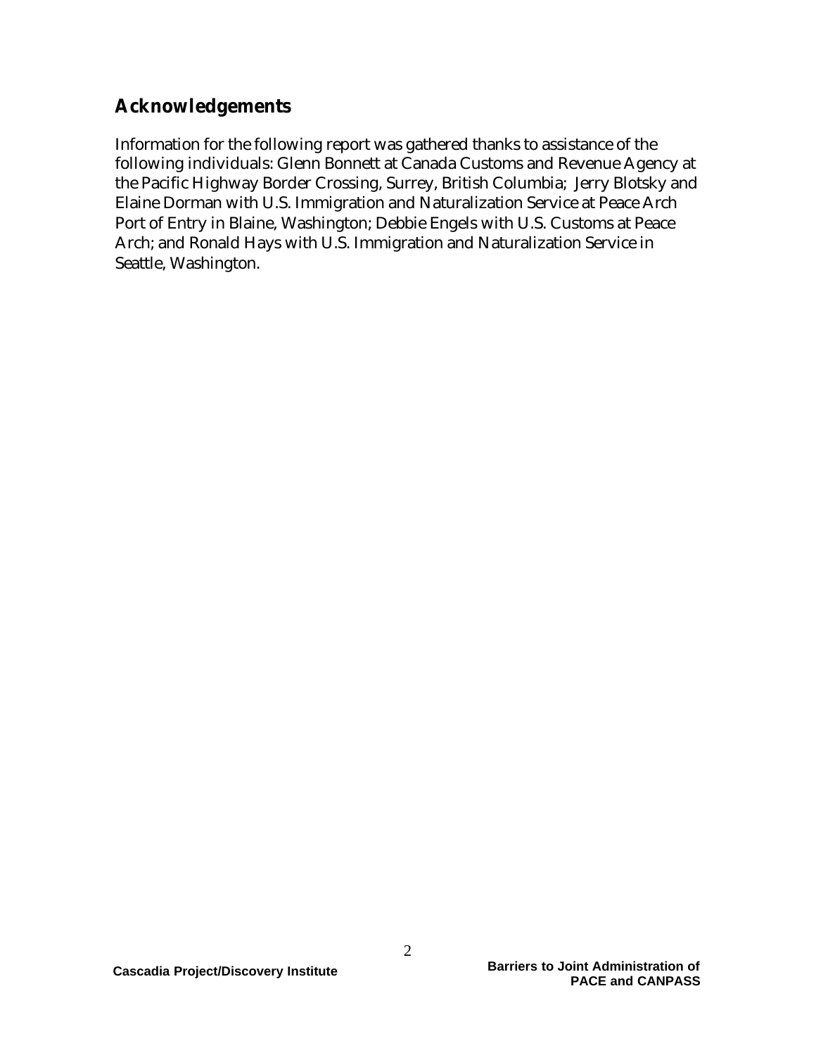## Acknowledgements

Information for the following report was gathered thanks to assistance of the following individuals: Glenn Bonnett at Canada Customs and Revenue Agency at the Pacific Highway Border Crossing, Surrey, British Columbia; Jerry Blotsky and Elaine Dorman with U.S. Immigration and Naturalization Service at Peace Arch Port of Entry in Blaine, Washington; Debbie Engels with U.S. Customs at Peace Arch; and Ronald Hays with U.S. Immigration and Naturalization Service in Seattle, Washington.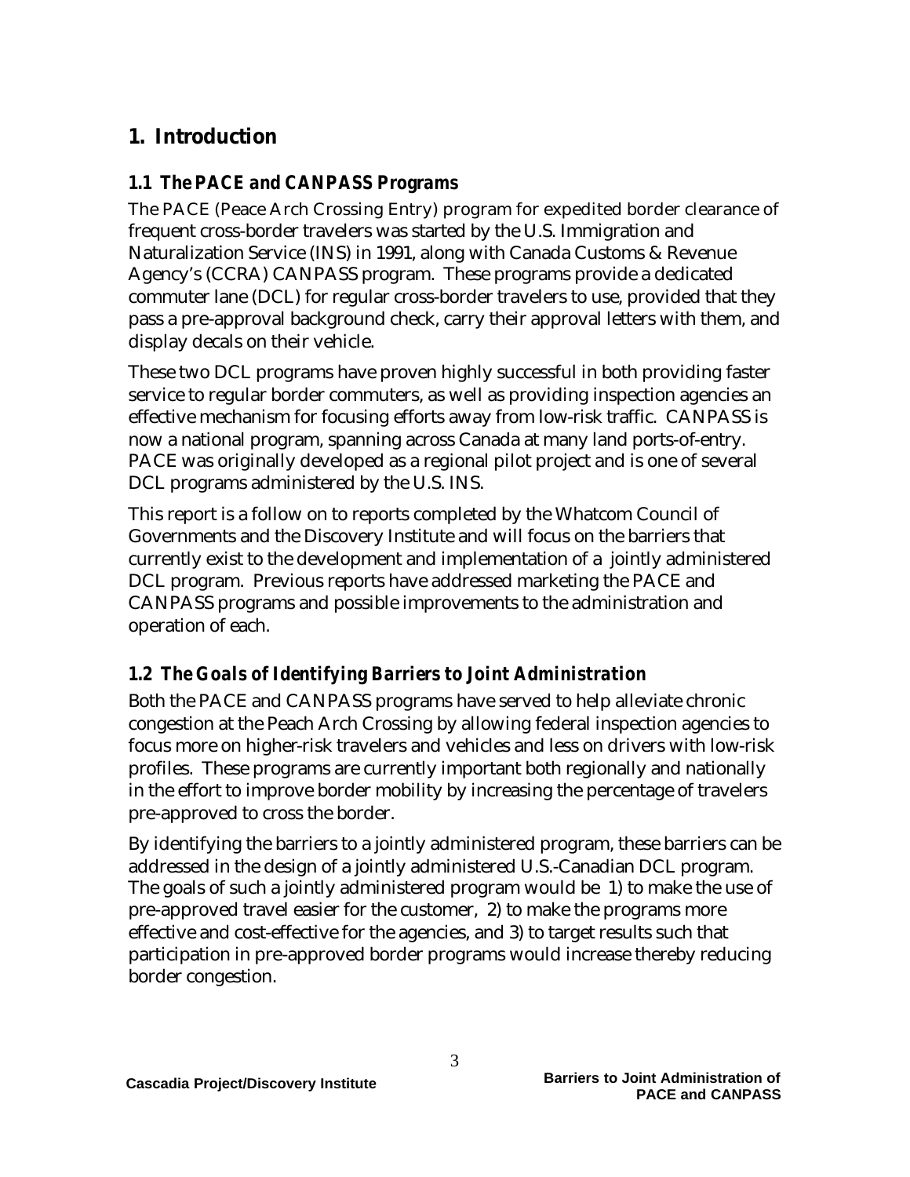# 1. Introduction

## 1.1 The PACE and CANPASS Programs

The PACE (Peace Arch Crossing Entry) program for expedited border clearance of frequent cross-border travelers was started by the U.S. Immigration and Naturalization Service (INS) in 1991, along with Canada Customs & Revenue Agency's (CCRA) CANPASS program. These programs provide a dedicated commuter lane (DCL) for regular cross-border travelers to use, provided that they pass a pre-approval background check, carry their approval letters with them, and display decals on their vehicle.

These two DCL programs have proven highly successful in both providing faster service to regular border commuters, as well as providing inspection agencies an effective mechanism for focusing efforts away from low-risk traffic. CANPASS is now a national program, spanning across Canada at many land ports-of-entry. PACE was originally developed as a regional pilot project and is one of several DCL programs administered by the U.S. INS.

This report is a follow on to reports completed by the Whatcom Council of Governments and the Discovery Institute and will focus on the barriers that currently exist to the development and implementation of a jointly administered DCL program. Previous reports have addressed marketing the PACE and CANPASS programs and possible improvements to the administration and operation of each.

## 1.2 The Goals of Identifying Barriers to Joint Administration

Both the PACE and CANPASS programs have served to help alleviate chronic congestion at the Peach Arch Crossing by allowing federal inspection agencies to focus more on higher-risk travelers and vehicles and less on drivers with low-risk profiles. These programs are currently important both regionally and nationally in the effort to improve border mobility by increasing the percentage of travelers pre-approved to cross the border.

By identifying the barriers to a jointly administered program, these barriers can be addressed in the design of a jointly administered U.S.-Canadian DCL program. The goals of such a jointly administered program would be 1) to make the use of pre-approved travel easier for the customer, 2) to make the programs more effective and cost-effective for the agencies, and 3) to target results such that participation in pre-approved border programs would increase thereby reducing border congestion.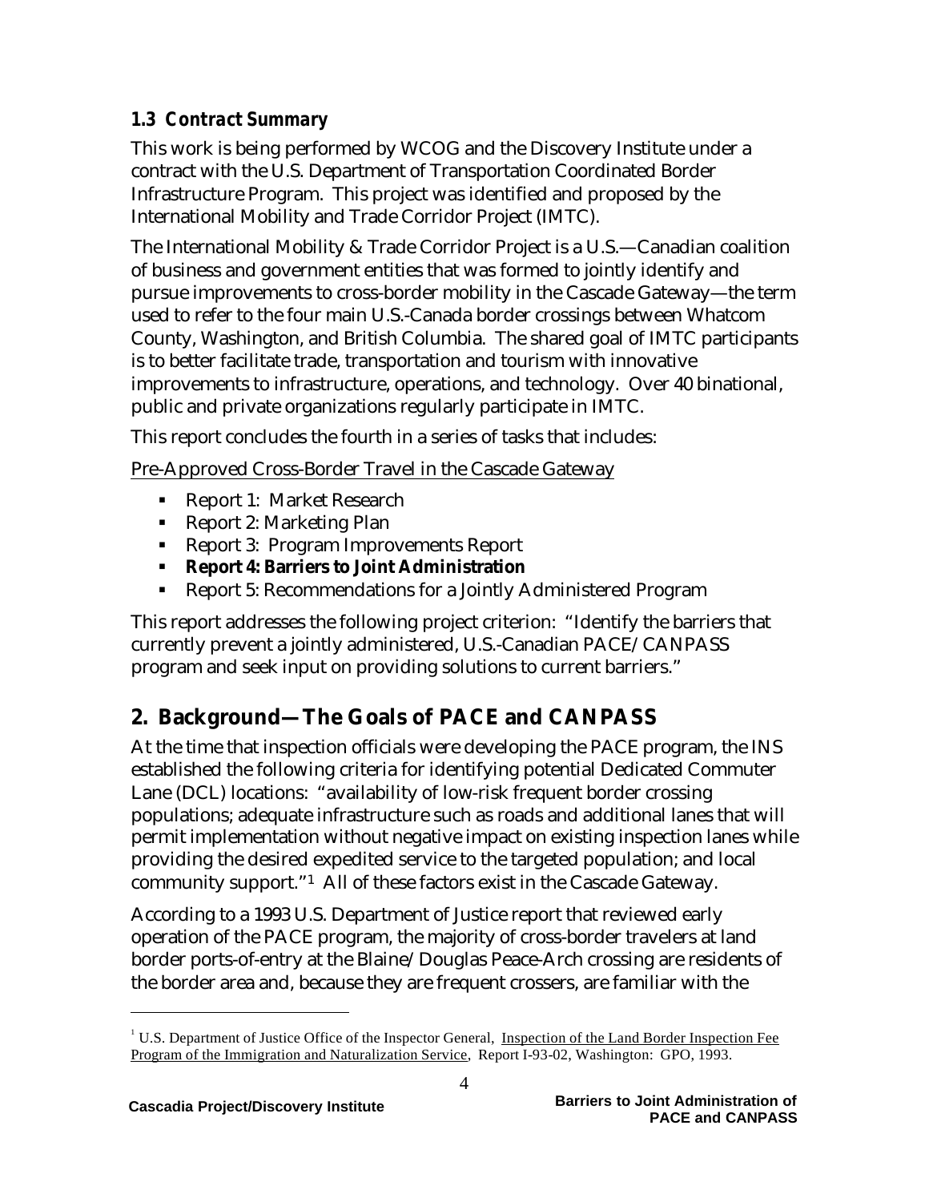### 1.3 Contract Summary

This work is being performed by WCOG and the Discovery Institute under a contract with the U.S. Department of Transportation Coordinated Border Infrastructure Program. This project was identified and proposed by the International Mobility and Trade Corridor Project (IMTC).

The International Mobility & Trade Corridor Project is a U.S.—Canadian coalition of business and government entities that was formed to jointly identify and pursue improvements to cross-border mobility in the Cascade Gateway—the term used to refer to the four main U.S.-Canada border crossings between Whatcom County, Washington, and British Columbia. The shared goal of IMTC participants is to better facilitate trade, transportation and tourism with innovative improvements to infrastructure, operations, and technology. Over 40 binational, public and private organizations regularly participate in IMTC.

This report concludes the fourth in a series of tasks that includes:

<u>Pre-Approved Cross-Border Travel in the Cascade Gateway</u>

- Report 1: Market Research
- Report 2: Marketing Plan
- Report 3: Program Improvements Report
- **Report 4: Barriers to Joint Administration**
- Report 5: Recommendations for a Jointly Administered Program

This report addresses the following project criterion: "Identify the barriers that currently prevent a jointly administered, U.S.-Canadian PACE/CANPASS program and seek input on providing solutions to current barriers."

## 2. Background—The Goals of PACE and CANPASS

At the time that inspection officials were developing the PACE program, the INS established the following criteria for identifying potential Dedicated Commuter Lane (DCL) locations: "availability of low-risk frequent border crossing populations; adequate infrastructure such as roads and additional lanes that will permit implementation without negative impact on existing inspection lanes while providing the desired expedited service to the targeted population; and local community support."[1] All of these factors exist in the Cascade Gateway.

According to a 1993 U.S. Department of Justice report that reviewed early operation of the PACE program, the majority of cross-border travelers at land border ports-of-entry at the Blaine/Douglas Peace-Arch crossing are residents of the border area and, because they are frequent crossers, are familiar with the

[1] U.S. Department of Justice Office of the Inspector General, <u>Inspection of the Land Border Inspection Fee Program of the Immigration and Naturalization Service</u>, Report I-93-02, Washington: GPO, 1993.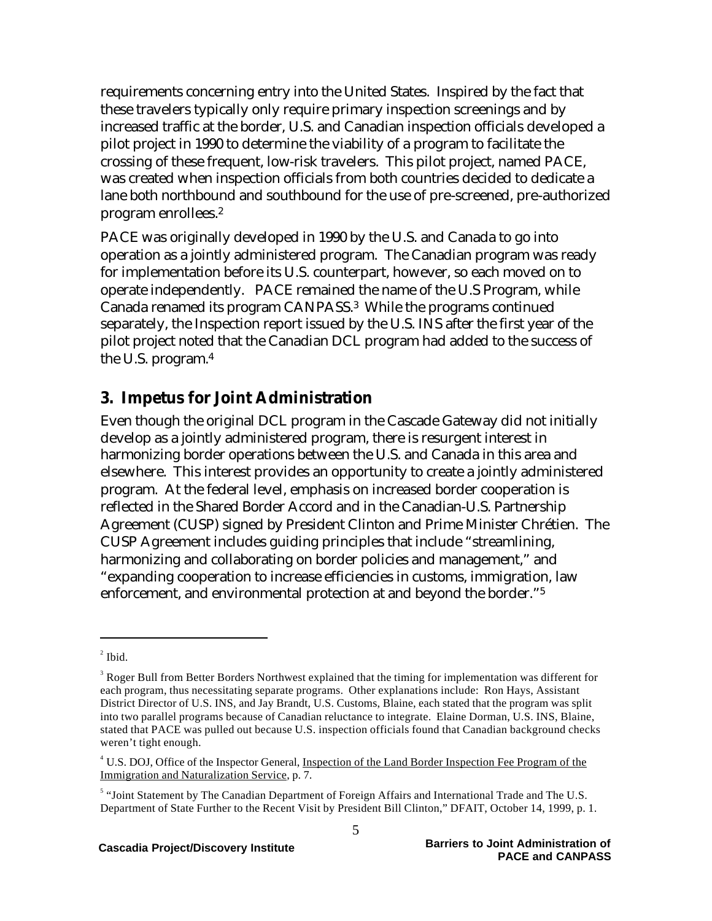requirements concerning entry into the United States. Inspired by the fact that these travelers typically only require primary inspection screenings and by increased traffic at the border, U.S. and Canadian inspection officials developed a pilot project in 1990 to determine the viability of a program to facilitate the crossing of these frequent, low-risk travelers. This pilot project, named PACE, was created when inspection officials from both countries decided to dedicate a lane both northbound and southbound for the use of pre-screened, pre-authorized program enrollees.[2]

PACE was originally developed in 1990 by the U.S. and Canada to go into operation as a jointly administered program. The Canadian program was ready for implementation before its U.S. counterpart, however, so each moved on to operate independently. PACE remained the name of the U.S Program, while Canada renamed its program CANPASS.[3] While the programs continued separately, the Inspection report issued by the U.S. INS after the first year of the pilot project noted that the Canadian DCL program had added to the success of the U.S. program.[4]

## 3. Impetus for Joint Administration

Even though the original DCL program in the Cascade Gateway did not initially develop as a jointly administered program, there is resurgent interest in harmonizing border operations between the U.S. and Canada in this area and elsewhere. This interest provides an opportunity to create a jointly administered program. At the federal level, emphasis on increased border cooperation is reflected in the Shared Border Accord and in the Canadian-U.S. Partnership Agreement (CUSP) signed by President Clinton and Prime Minister Chrétien. The CUSP Agreement includes guiding principles that include "streamlining, harmonizing and collaborating on border policies and management," and "expanding cooperation to increase efficiencies in customs, immigration, law enforcement, and environmental protection at and beyond the border."[5]

---

[2] Ibid.

[3] Roger Bull from Better Borders Northwest explained that the timing for implementation was different for each program, thus necessitating separate programs. Other explanations include: Ron Hays, Assistant District Director of U.S. INS, and Jay Brandt, U.S. Customs, Blaine, each stated that the program was split into two parallel programs because of Canadian reluctance to integrate. Elaine Dorman, U.S. INS, Blaine, stated that PACE was pulled out because U.S. inspection officials found that Canadian background checks weren't tight enough.

[4] U.S. DOJ, Office of the Inspector General, Inspection of the Land Border Inspection Fee Program of the Immigration and Naturalization Service, p. 7.

[5] "Joint Statement by The Canadian Department of Foreign Affairs and International Trade and The U.S. Department of State Further to the Recent Visit by President Bill Clinton," DFAIT, October 14, 1999, p. 1.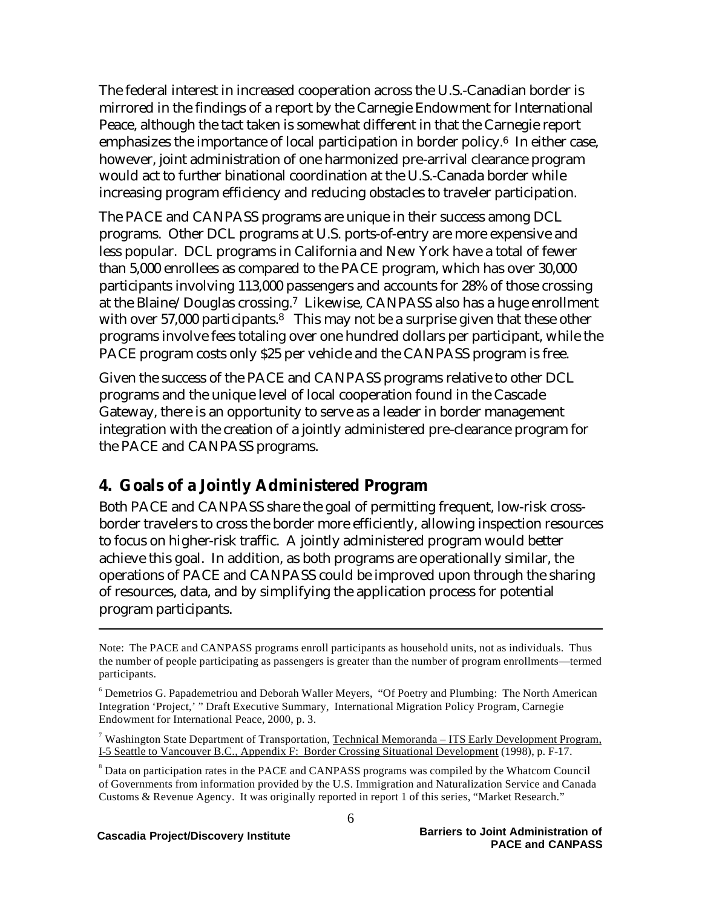The federal interest in increased cooperation across the U.S.-Canadian border is mirrored in the findings of a report by the Carnegie Endowment for International Peace, although the tact taken is somewhat different in that the Carnegie report emphasizes the importance of local participation in border policy.[6] In either case, however, joint administration of one harmonized pre-arrival clearance program would act to further binational coordination at the U.S.-Canada border while increasing program efficiency and reducing obstacles to traveler participation.

The PACE and CANPASS programs are unique in their success among DCL programs. Other DCL programs at U.S. ports-of-entry are more expensive and less popular. DCL programs in California and New York have a total of fewer than 5,000 enrollees as compared to the PACE program, which has over 30,000 participants involving 113,000 passengers and accounts for 28% of those crossing at the Blaine/Douglas crossing.[7] Likewise, CANPASS also has a huge enrollment with over 57,000 participants.[8] This may not be a surprise given that these other programs involve fees totaling over one hundred dollars per participant, while the PACE program costs only $25 per vehicle and the CANPASS program is free.

Given the success of the PACE and CANPASS programs relative to other DCL programs and the unique level of local cooperation found in the Cascade Gateway, there is an opportunity to serve as a leader in border management integration with the creation of a jointly administered pre-clearance program for the PACE and CANPASS programs.

## 4. Goals of a Jointly Administered Program

Both PACE and CANPASS share the goal of permitting frequent, low-risk cross-border travelers to cross the border more efficiently, allowing inspection resources to focus on higher-risk traffic. A jointly administered program would better achieve this goal. In addition, as both programs are operationally similar, the operations of PACE and CANPASS could be improved upon through the sharing of resources, data, and by simplifying the application process for potential program participants.

---

Note: The PACE and CANPASS programs enroll participants as household units, not as individuals. Thus the number of people participating as passengers is greater than the number of program enrollments—termed participants.

[6] Demetrios G. Papademetriou and Deborah Waller Meyers, "Of Poetry and Plumbing: The North American Integration 'Project,' " Draft Executive Summary, International Migration Policy Program, Carnegie Endowment for International Peace, 2000, p. 3.

[7] Washington State Department of Transportation, Technical Memoranda – ITS Early Development Program, I-5 Seattle to Vancouver B.C., Appendix F: Border Crossing Situational Development (1998), p. F-17.

[8] Data on participation rates in the PACE and CANPASS programs was compiled by the Whatcom Council of Governments from information provided by the U.S. Immigration and Naturalization Service and Canada Customs & Revenue Agency. It was originally reported in report 1 of this series, "Market Research."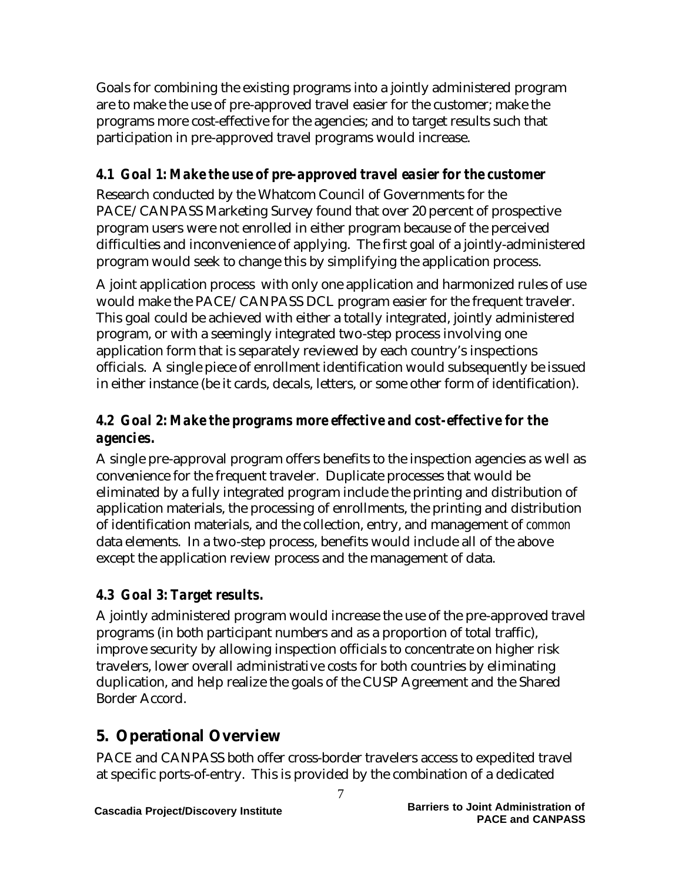Goals for combining the existing programs into a jointly administered program are to make the use of pre-approved travel easier for the customer; make the programs more cost-effective for the agencies; and to target results such that participation in pre-approved travel programs would increase.

### *4.1 Goal 1: Make the use of pre-approved travel easier for the customer*

Research conducted by the Whatcom Council of Governments for the PACE/CANPASS Marketing Survey found that over 20 percent of prospective program users were not enrolled in either program because of the perceived difficulties and inconvenience of applying. The first goal of a jointly-administered program would seek to change this by simplifying the application process.

A joint application process with only one application and harmonized rules of use would make the PACE/CANPASS DCL program easier for the frequent traveler. This goal could be achieved with either a totally integrated, jointly administered program, or with a seemingly integrated two-step process involving one application form that is separately reviewed by each country's inspections officials. A single piece of enrollment identification would subsequently be issued in either instance (be it cards, decals, letters, or some other form of identification).

### *4.2 Goal 2: Make the programs more effective and cost-effective for the agencies.*

A single pre-approval program offers benefits to the inspection agencies as well as convenience for the frequent traveler. Duplicate processes that would be eliminated by a fully integrated program include the printing and distribution of application materials, the processing of enrollments, the printing and distribution of identification materials, and the collection, entry, and management of *common* data elements. In a two-step process, benefits would include all of the above except the application review process and the management of data.

### *4.3 Goal 3: Target results.*

A jointly administered program would increase the use of the pre-approved travel programs (in both participant numbers and as a proportion of total traffic), improve security by allowing inspection officials to concentrate on higher risk travelers, lower overall administrative costs for both countries by eliminating duplication, and help realize the goals of the CUSP Agreement and the Shared Border Accord.

## 5. Operational Overview

PACE and CANPASS both offer cross-border travelers access to expedited travel at specific ports-of-entry. This is provided by the combination of a dedicated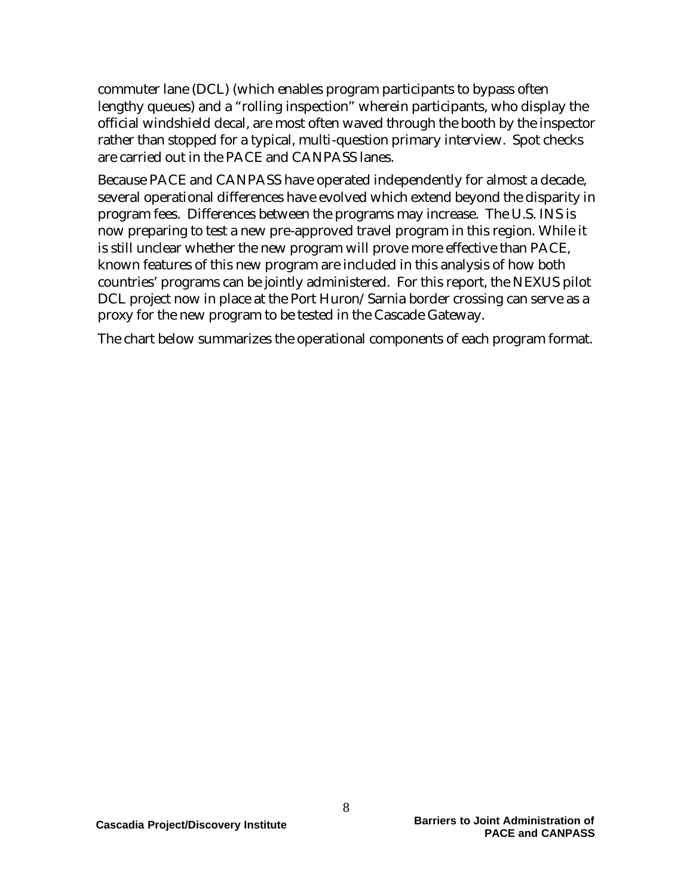commuter lane (DCL) (which enables program participants to bypass often lengthy queues) and a "rolling inspection" wherein participants, who display the official windshield decal, are most often waved through the booth by the inspector rather than stopped for a typical, multi-question primary interview. Spot checks are carried out in the PACE and CANPASS lanes.

Because PACE and CANPASS have operated independently for almost a decade, several operational differences have evolved which extend beyond the disparity in program fees. Differences between the programs may increase. The U.S. INS is now preparing to test a new pre-approved travel program in this region. While it is still unclear whether the new program will prove more effective than PACE, known features of this new program are included in this analysis of how both countries' programs can be jointly administered. For this report, the NEXUS pilot DCL project now in place at the Port Huron/Sarnia border crossing can serve as a proxy for the new program to be tested in the Cascade Gateway.

The chart below summarizes the operational components of each program format.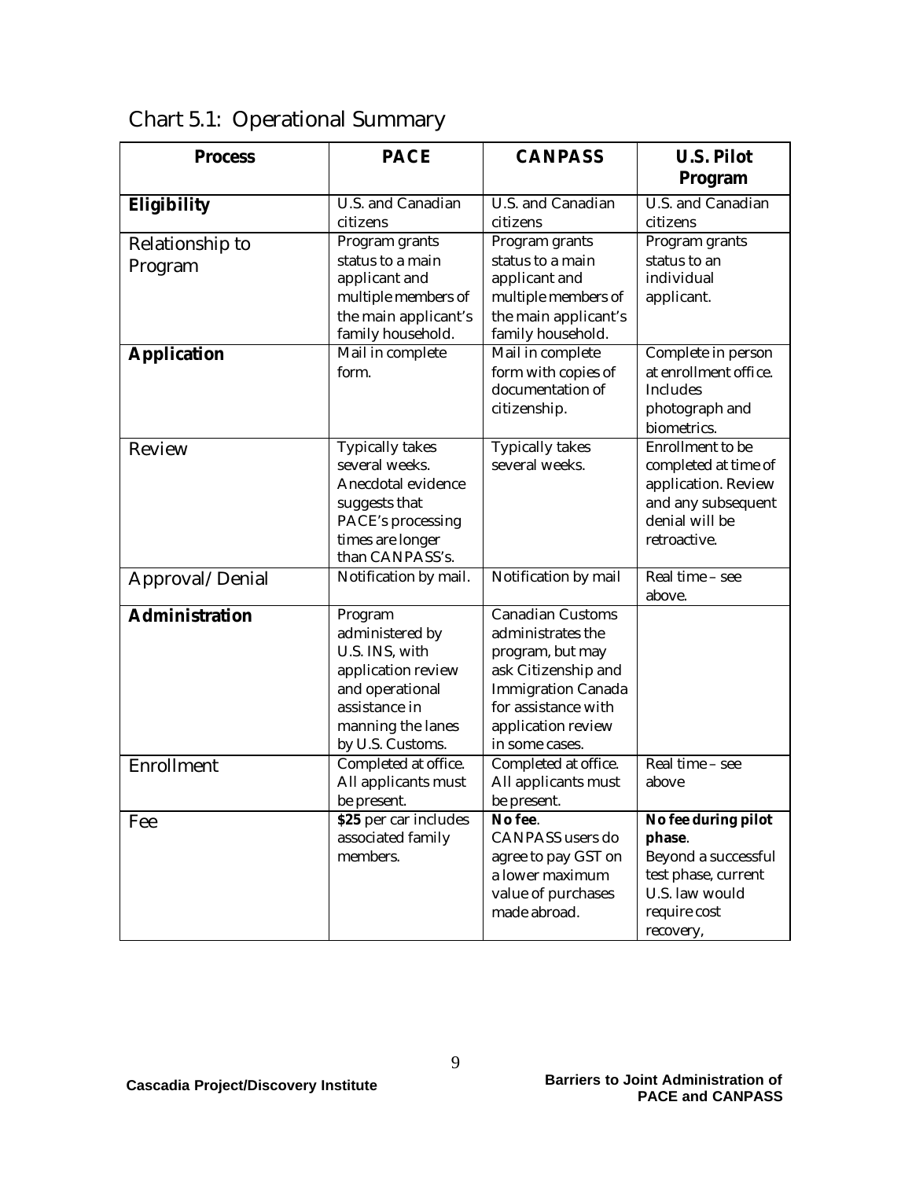## Chart 5.1: Operational Summary

| Process | PACE | CANPASS | U.S. Pilot Program |
|---|---|---|---|
| **Eligibility** | U.S. and Canadian citizens | U.S. and Canadian citizens | U.S. and Canadian citizens |
| Relationship to Program | Program grants status to a main applicant and multiple members of the main applicant's family household. | Program grants status to a main applicant and multiple members of the main applicant's family household. | Program grants status to an individual applicant. |
| **Application** | Mail in complete form. | Mail in complete form with copies of documentation of citizenship. | Complete in person at enrollment office. Includes photograph and biometrics. |
| Review | Typically takes several weeks. Anecdotal evidence suggests that PACE's processing times are longer than CANPASS's. | Typically takes several weeks. | Enrollment to be completed at time of application. Review and any subsequent denial will be retroactive. |
| Approval/Denial | Notification by mail. | Notification by mail | Real time – see above. |
| **Administration** | Program administered by U.S. INS, with application review and operational assistance in manning the lanes by U.S. Customs. | Canadian Customs administrates the program, but may ask Citizenship and Immigration Canada for assistance with application review in some cases. | |
| Enrollment | Completed at office. All applicants must be present. | Completed at office. All applicants must be present. | Real time – see above |
| Fee | **$25** per car includes associated family members. | **No fee**. CANPASS users do agree to pay GST on a lower maximum value of purchases made abroad. | **No fee during pilot phase**. Beyond a successful test phase, current U.S. law would require cost recovery, |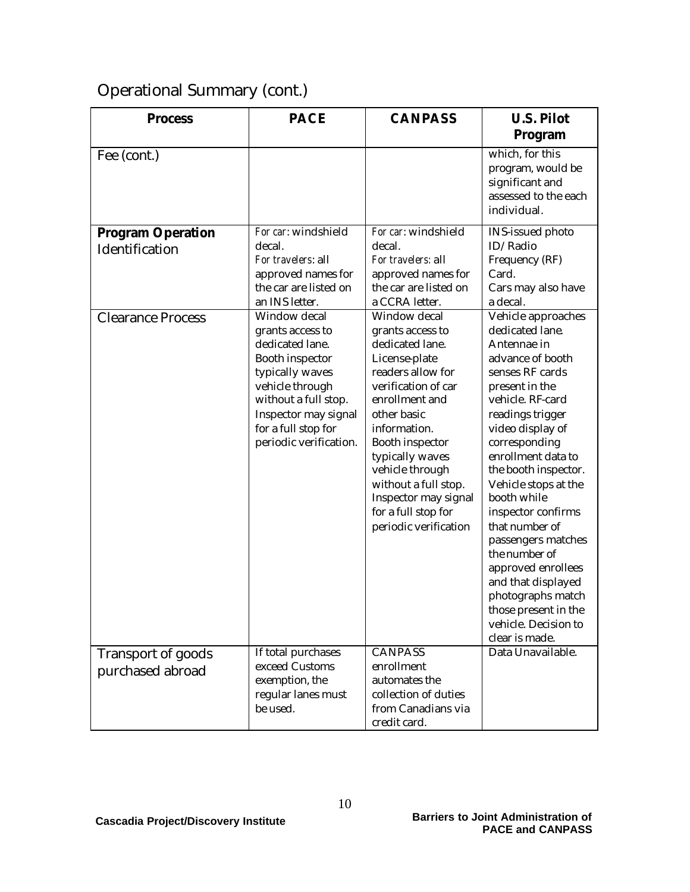## Operational Summary (cont.)

| Process | PACE | CANPASS | U.S. Pilot Program |
|---|---|---|---|
| Fee (cont.) | | | which, for this program, would be significant and assessed to the each individual. |
| **Program Operation** Identification | *For car*: windshield decal. *For travelers*: all approved names for the car are listed on an INS letter. | *For car*: windshield decal. *For travelers*: all approved names for the car are listed on a CCRA letter. | INS-issued photo ID/ Radio Frequency (RF) Card. Cars may also have a decal. |
| Clearance Process | Window decal grants access to dedicated lane. Booth inspector typically waves vehicle through without a full stop. Inspector may signal for a full stop for periodic verification. | Window decal grants access to dedicated lane. License-plate readers allow for verification of car enrollment and other basic information. Booth inspector typically waves vehicle through without a full stop. Inspector may signal for a full stop for periodic verification | Vehicle approaches dedicated lane. Antennae in advance of booth senses RF cards present in the vehicle. RF-card readings trigger video display of corresponding enrollment data to the booth inspector. Vehicle stops at the booth while inspector confirms that number of passengers matches the number of approved enrollees and that displayed photographs match those present in the vehicle. Decision to clear is made. |
| Transport of goods purchased abroad | If total purchases exceed Customs exemption, the regular lanes must be used. | CANPASS enrollment automates the collection of duties from Canadians via credit card. | Data Unavailable. |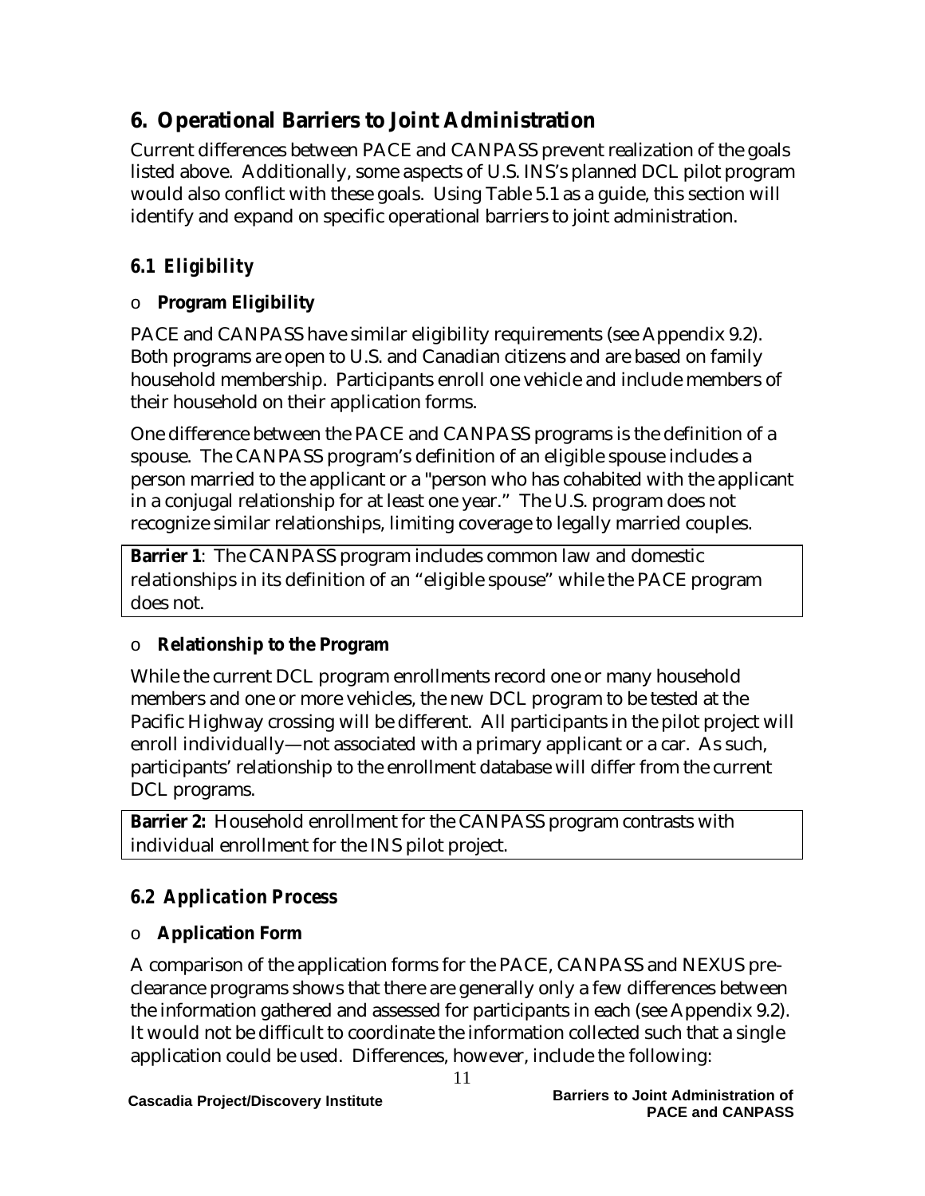## 6. Operational Barriers to Joint Administration

Current differences between PACE and CANPASS prevent realization of the goals listed above. Additionally, some aspects of U.S. INS's planned DCL pilot program would also conflict with these goals. Using Table 5.1 as a guide, this section will identify and expand on specific operational barriers to joint administration.

### *6.1 Eligibility*

- **Program Eligibility**

PACE and CANPASS have similar eligibility requirements (see Appendix 9.2). Both programs are open to U.S. and Canadian citizens and are based on family household membership. Participants enroll one vehicle and include members of their household on their application forms.

One difference between the PACE and CANPASS programs is the definition of a spouse. The CANPASS program's definition of an eligible spouse includes a person married to the applicant or a "person who has cohabited with the applicant in a conjugal relationship for at least one year." The U.S. program does not recognize similar relationships, limiting coverage to legally married couples.

**Barrier 1**: The CANPASS program includes common law and domestic relationships in its definition of an "eligible spouse" while the PACE program does not.

- **Relationship to the Program**

While the current DCL program enrollments record one or many household members and one or more vehicles, the new DCL program to be tested at the Pacific Highway crossing will be different. All participants in the pilot project will enroll individually—not associated with a primary applicant or a car. As such, participants' relationship to the enrollment database will differ from the current DCL programs.

**Barrier 2:** Household enrollment for the CANPASS program contrasts with individual enrollment for the INS pilot project.

### *6.2 Application Process*

- **Application Form**

A comparison of the application forms for the PACE, CANPASS and NEXUS pre-clearance programs shows that there are generally only a few differences between the information gathered and assessed for participants in each (see Appendix 9.2). It would not be difficult to coordinate the information collected such that a single application could be used. Differences, however, include the following: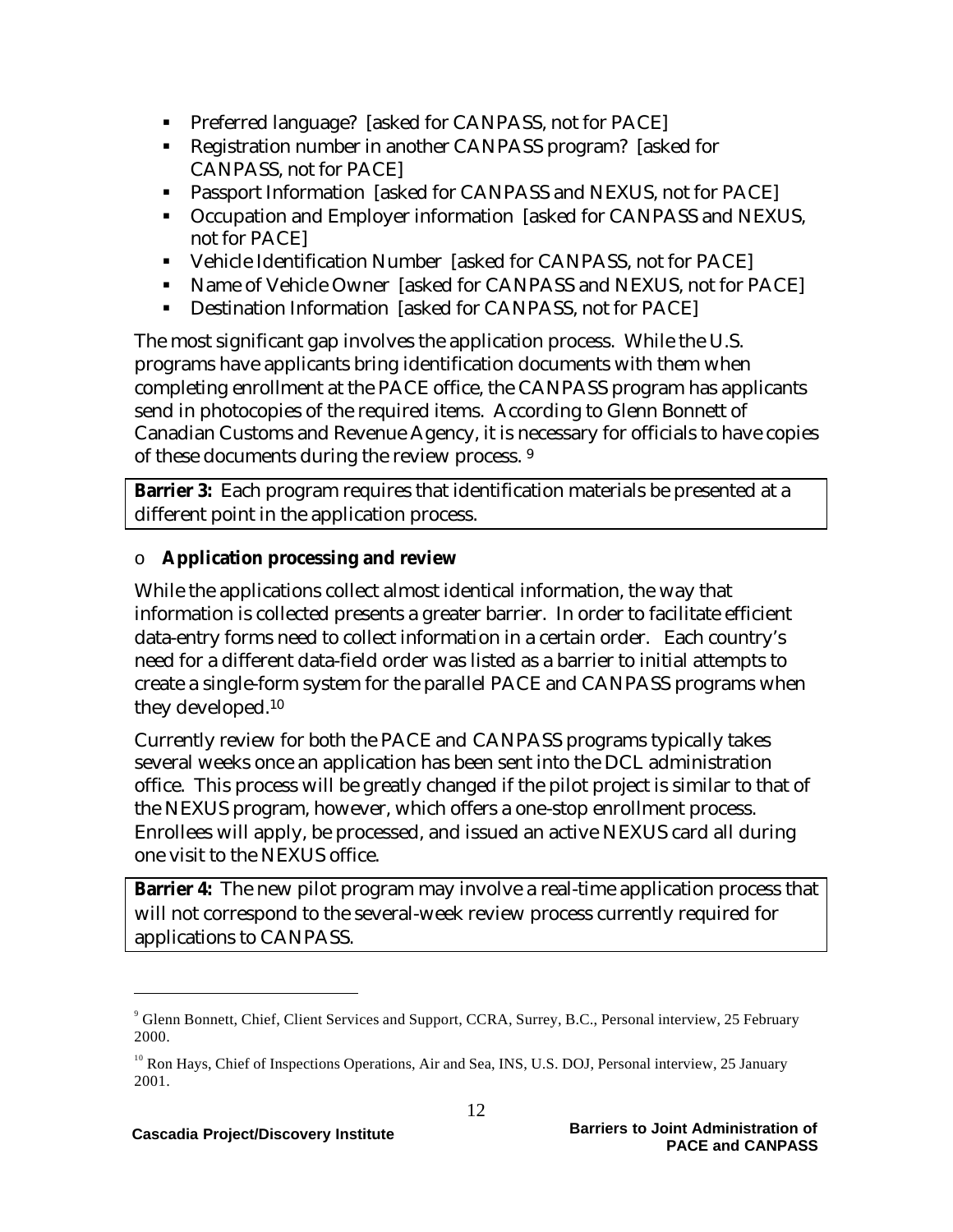- Preferred language? [asked for CANPASS, not for PACE]
- Registration number in another CANPASS program? [asked for CANPASS, not for PACE]
- Passport Information [asked for CANPASS and NEXUS, not for PACE]
- Occupation and Employer information [asked for CANPASS and NEXUS, not for PACE]
- Vehicle Identification Number [asked for CANPASS, not for PACE]
- Name of Vehicle Owner [asked for CANPASS and NEXUS, not for PACE]
- Destination Information [asked for CANPASS, not for PACE]

The most significant gap involves the application process. While the U.S. programs have applicants bring identification documents with them when completing enrollment at the PACE office, the CANPASS program has applicants send in photocopies of the required items. According to Glenn Bonnett of Canadian Customs and Revenue Agency, it is necessary for officials to have copies of these documents during the review process. [9]

**Barrier 3:** Each program requires that identification materials be presented at a different point in the application process.

- **Application processing and review**

While the applications collect almost identical information, the way that information is collected presents a greater barrier. In order to facilitate efficient data-entry forms need to collect information in a certain order. Each country's need for a different data-field order was listed as a barrier to initial attempts to create a single-form system for the parallel PACE and CANPASS programs when they developed.[10]

Currently review for both the PACE and CANPASS programs typically takes several weeks once an application has been sent into the DCL administration office. This process will be greatly changed if the pilot project is similar to that of the NEXUS program, however, which offers a one-stop enrollment process. Enrollees will apply, be processed, and issued an active NEXUS card all during one visit to the NEXUS office.

**Barrier 4:** The new pilot program may involve a real-time application process that will not correspond to the several-week review process currently required for applications to CANPASS.

---

[9] Glenn Bonnett, Chief, Client Services and Support, CCRA, Surrey, B.C., Personal interview, 25 February 2000.

[10] Ron Hays, Chief of Inspections Operations, Air and Sea, INS, U.S. DOJ, Personal interview, 25 January 2001.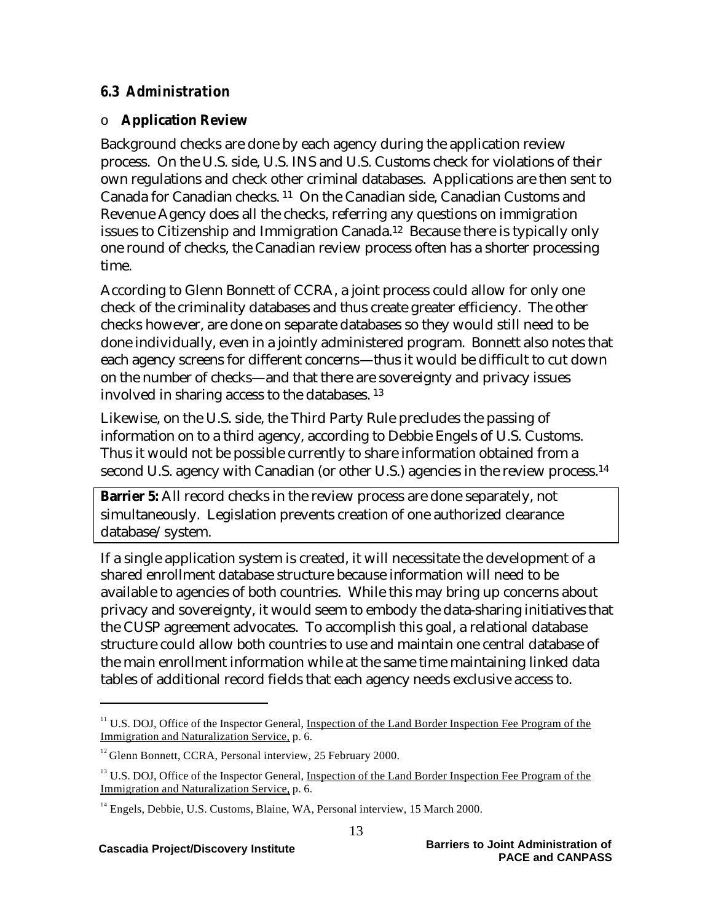### *6.3 Administration*

- **Application Review**

Background checks are done by each agency during the application review process. On the U.S. side, U.S. INS and U.S. Customs check for violations of their own regulations and check other criminal databases. Applications are then sent to Canada for Canadian checks. [11] On the Canadian side, Canadian Customs and Revenue Agency does all the checks, referring any questions on immigration issues to Citizenship and Immigration Canada.[12] Because there is typically only one round of checks, the Canadian review process often has a shorter processing time.

According to Glenn Bonnett of CCRA, a joint process could allow for only one check of the criminality databases and thus create greater efficiency. The other checks however, are done on separate databases so they would still need to be done individually, even in a jointly administered program. Bonnett also notes that each agency screens for different concerns—thus it would be difficult to cut down on the number of checks—and that there are sovereignty and privacy issues involved in sharing access to the databases. [13]

Likewise, on the U.S. side, the Third Party Rule precludes the passing of information on to a third agency, according to Debbie Engels of U.S. Customs. Thus it would not be possible currently to share information obtained from a second U.S. agency with Canadian (or other U.S.) agencies in the review process.[14]

**Barrier 5:** All record checks in the review process are done separately, not simultaneously. Legislation prevents creation of one authorized clearance database/system.

If a single application system is created, it will necessitate the development of a shared enrollment database structure because information will need to be available to agencies of both countries. While this may bring up concerns about privacy and sovereignty, it would seem to embody the data-sharing initiatives that the CUSP agreement advocates. To accomplish this goal, a relational database structure could allow both countries to use and maintain one central database of the main enrollment information while at the same time maintaining linked data tables of additional record fields that each agency needs exclusive access to.

---

[11] U.S. DOJ, Office of the Inspector General, Inspection of the Land Border Inspection Fee Program of the Immigration and Naturalization Service, p. 6.

[12] Glenn Bonnett, CCRA, Personal interview, 25 February 2000.

[13] U.S. DOJ, Office of the Inspector General, Inspection of the Land Border Inspection Fee Program of the Immigration and Naturalization Service, p. 6.

[14] Engels, Debbie, U.S. Customs, Blaine, WA, Personal interview, 15 March 2000.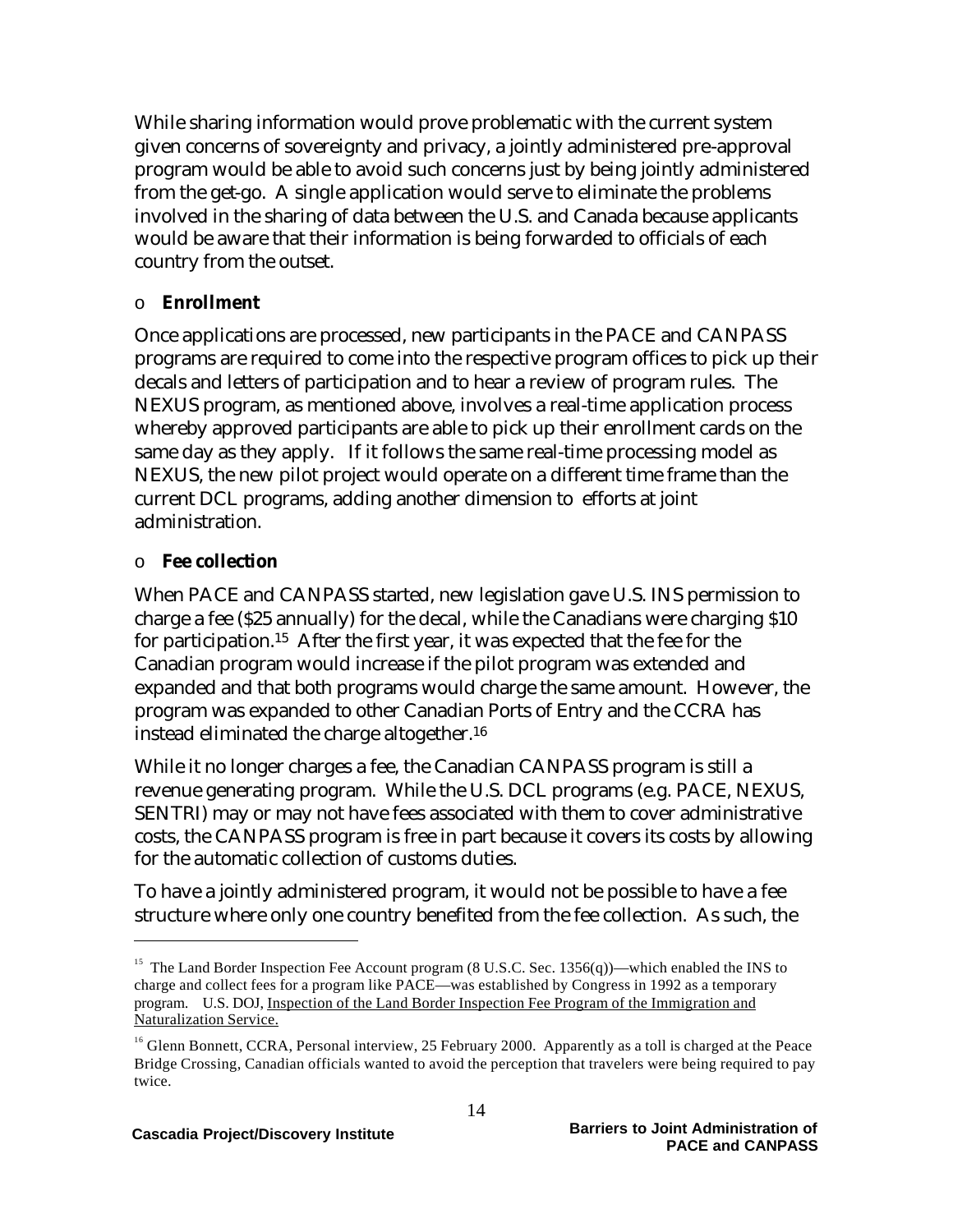While sharing information would prove problematic with the current system given concerns of sovereignty and privacy, a jointly administered pre-approval program would be able to avoid such concerns just by being jointly administered from the get-go. A single application would serve to eliminate the problems involved in the sharing of data between the U.S. and Canada because applicants would be aware that their information is being forwarded to officials of each country from the outset.

- **Enrollment**

Once applications are processed, new participants in the PACE and CANPASS programs are required to come into the respective program offices to pick up their decals and letters of participation and to hear a review of program rules. The NEXUS program, as mentioned above, involves a real-time application process whereby approved participants are able to pick up their enrollment cards on the same day as they apply. If it follows the same real-time processing model as NEXUS, the new pilot project would operate on a different time frame than the current DCL programs, adding another dimension to efforts at joint administration.

- **Fee collection**

When PACE and CANPASS started, new legislation gave U.S. INS permission to charge a fee ($25 annually) for the decal, while the Canadians were charging $10 for participation.[15] After the first year, it was expected that the fee for the Canadian program would increase if the pilot program was extended and expanded and that both programs would charge the same amount. However, the program was expanded to other Canadian Ports of Entry and the CCRA has instead eliminated the charge altogether.[16]

While it no longer charges a fee, the Canadian CANPASS program is still a revenue generating program. While the U.S. DCL programs (e.g. PACE, NEXUS, SENTRI) may or may not have fees associated with them to cover administrative costs, the CANPASS program is free in part because it covers its costs by allowing for the automatic collection of customs duties.

To have a jointly administered program, it would not be possible to have a fee structure where only one country benefited from the fee collection. As such, the

---

[15] The Land Border Inspection Fee Account program (8 U.S.C. Sec. 1356(q))—which enabled the INS to charge and collect fees for a program like PACE—was established by Congress in 1992 as a temporary program. U.S. DOJ, Inspection of the Land Border Inspection Fee Program of the Immigration and Naturalization Service.

[16] Glenn Bonnett, CCRA, Personal interview, 25 February 2000. Apparently as a toll is charged at the Peace Bridge Crossing, Canadian officials wanted to avoid the perception that travelers were being required to pay twice.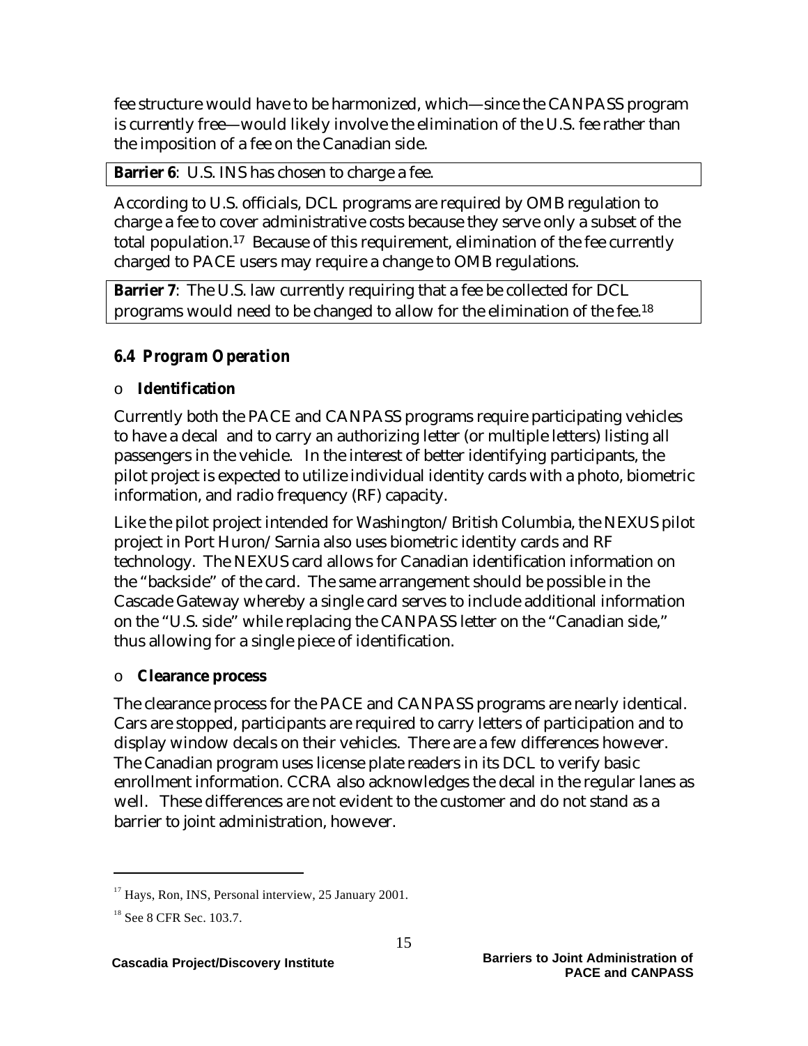fee structure would have to be harmonized, which—since the CANPASS program is currently free—would likely involve the elimination of the U.S. fee rather than the imposition of a fee on the Canadian side.

**Barrier 6**: U.S. INS has chosen to charge a fee.

According to U.S. officials, DCL programs are required by OMB regulation to charge a fee to cover administrative costs because they serve only a subset of the total population.[17] Because of this requirement, elimination of the fee currently charged to PACE users may require a change to OMB regulations.

**Barrier 7**: The U.S. law currently requiring that a fee be collected for DCL programs would need to be changed to allow for the elimination of the fee.[18]

### *6.4 Program Operation*

- **Identification**

Currently both the PACE and CANPASS programs require participating vehicles to have a decal and to carry an authorizing letter (or multiple letters) listing all passengers in the vehicle. In the interest of better identifying participants, the pilot project is expected to utilize individual identity cards with a photo, biometric information, and radio frequency (RF) capacity.

Like the pilot project intended for Washington/British Columbia, the NEXUS pilot project in Port Huron/Sarnia also uses biometric identity cards and RF technology. The NEXUS card allows for Canadian identification information on the "backside" of the card. The same arrangement should be possible in the Cascade Gateway whereby a single card serves to include additional information on the "U.S. side" while replacing the CANPASS letter on the "Canadian side," thus allowing for a single piece of identification.

- **Clearance process**

The clearance process for the PACE and CANPASS programs are nearly identical. Cars are stopped, participants are required to carry letters of participation and to display window decals on their vehicles. There are a few differences however. The Canadian program uses license plate readers in its DCL to verify basic enrollment information. CCRA also acknowledges the decal in the regular lanes as well. These differences are not evident to the customer and do not stand as a barrier to joint administration, however.

---

[17] Hays, Ron, INS, Personal interview, 25 January 2001.

[18] See 8 CFR Sec. 103.7.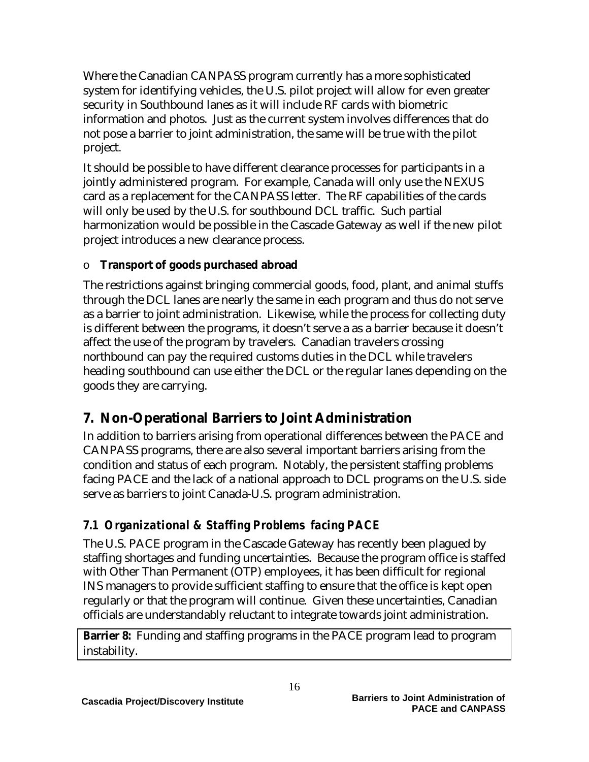Where the Canadian CANPASS program currently has a more sophisticated system for identifying vehicles, the U.S. pilot project will allow for even greater security in Southbound lanes as it will include RF cards with biometric information and photos. Just as the current system involves differences that do not pose a barrier to joint administration, the same will be true with the pilot project.

It should be possible to have different clearance processes for participants in a jointly administered program. For example, Canada will only use the NEXUS card as a replacement for the CANPASS letter. The RF capabilities of the cards will only be used by the U.S. for southbound DCL traffic. Such partial harmonization would be possible in the Cascade Gateway as well if the new pilot project introduces a new clearance process.

- **Transport of goods purchased abroad**

The restrictions against bringing commercial goods, food, plant, and animal stuffs through the DCL lanes are nearly the same in each program and thus do not serve as a barrier to joint administration. Likewise, while the process for collecting duty is different between the programs, it doesn't serve a as a barrier because it doesn't affect the use of the program by travelers. Canadian travelers crossing northbound can pay the required customs duties in the DCL while travelers heading southbound can use either the DCL or the regular lanes depending on the goods they are carrying.

## 7. Non-Operational Barriers to Joint Administration

In addition to barriers arising from operational differences between the PACE and CANPASS programs, there are also several important barriers arising from the condition and status of each program. Notably, the persistent staffing problems facing PACE and the lack of a national approach to DCL programs on the U.S. side serve as barriers to joint Canada-U.S. program administration.

### *7.1 Organizational & Staffing Problems facing PACE*

The U.S. PACE program in the Cascade Gateway has recently been plagued by staffing shortages and funding uncertainties. Because the program office is staffed with Other Than Permanent (OTP) employees, it has been difficult for regional INS managers to provide sufficient staffing to ensure that the office is kept open regularly or that the program will continue. Given these uncertainties, Canadian officials are understandably reluctant to integrate towards joint administration.

**Barrier 8:** Funding and staffing programs in the PACE program lead to program instability.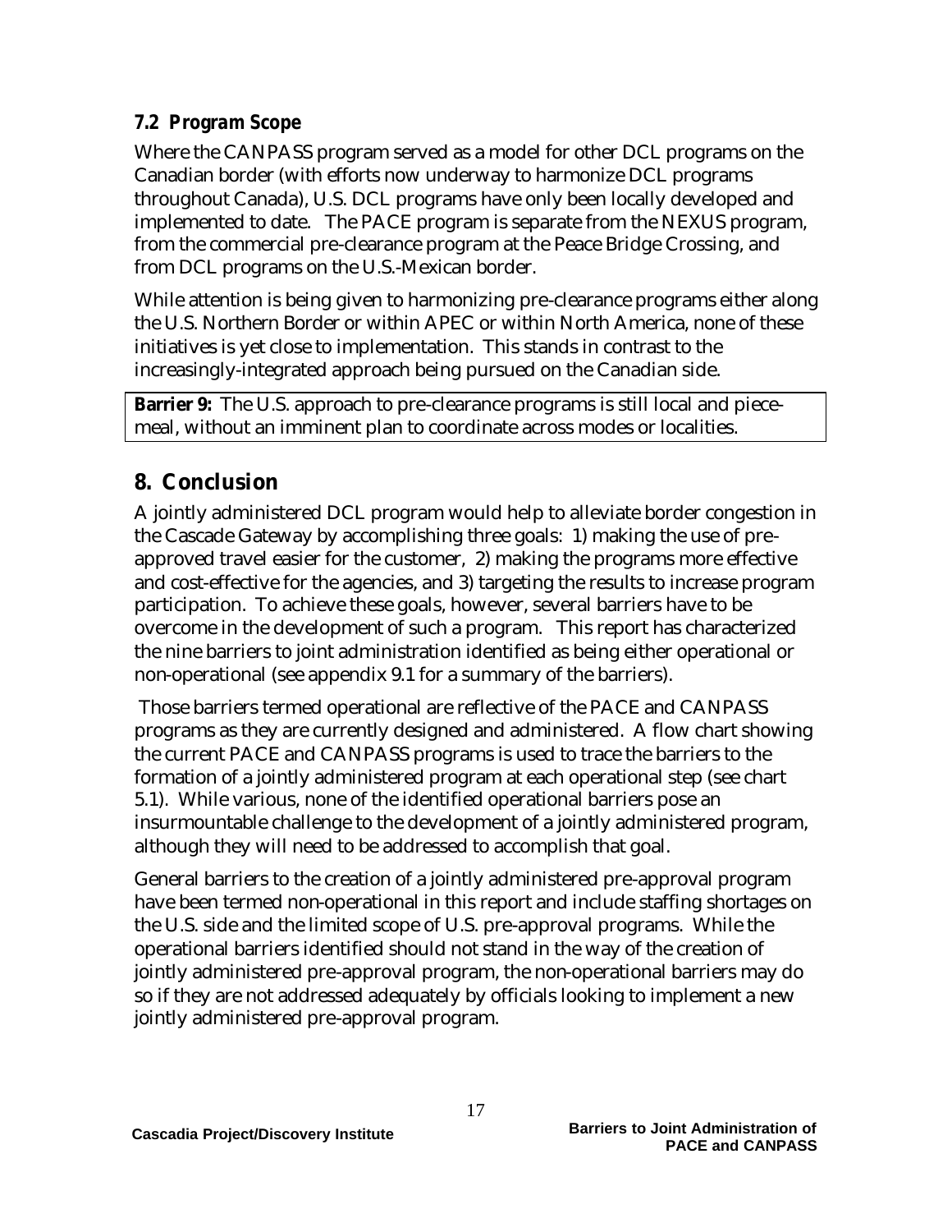### *7.2 Program Scope*

Where the CANPASS program served as a model for other DCL programs on the Canadian border (with efforts now underway to harmonize DCL programs throughout Canada), U.S. DCL programs have only been locally developed and implemented to date. The PACE program is separate from the NEXUS program, from the commercial pre-clearance program at the Peace Bridge Crossing, and from DCL programs on the U.S.-Mexican border.

While attention is being given to harmonizing pre-clearance programs either along the U.S. Northern Border or within APEC or within North America, none of these initiatives is yet close to implementation. This stands in contrast to the increasingly-integrated approach being pursued on the Canadian side.

**Barrier 9:** The U.S. approach to pre-clearance programs is still local and piece-meal, without an imminent plan to coordinate across modes or localities.

## 8. Conclusion

A jointly administered DCL program would help to alleviate border congestion in the Cascade Gateway by accomplishing three goals: 1) making the use of pre-approved travel easier for the customer, 2) making the programs more effective and cost-effective for the agencies, and 3) targeting the results to increase program participation. To achieve these goals, however, several barriers have to be overcome in the development of such a program. This report has characterized the nine barriers to joint administration identified as being either operational or non-operational (see appendix 9.1 for a summary of the barriers).

Those barriers termed operational are reflective of the PACE and CANPASS programs as they are currently designed and administered. A flow chart showing the current PACE and CANPASS programs is used to trace the barriers to the formation of a jointly administered program at each operational step (see chart 5.1). While various, none of the identified operational barriers pose an insurmountable challenge to the development of a jointly administered program, although they will need to be addressed to accomplish that goal.

General barriers to the creation of a jointly administered pre-approval program have been termed non-operational in this report and include staffing shortages on the U.S. side and the limited scope of U.S. pre-approval programs. While the operational barriers identified should not stand in the way of the creation of jointly administered pre-approval program, the non-operational barriers may do so if they are not addressed adequately by officials looking to implement a new jointly administered pre-approval program.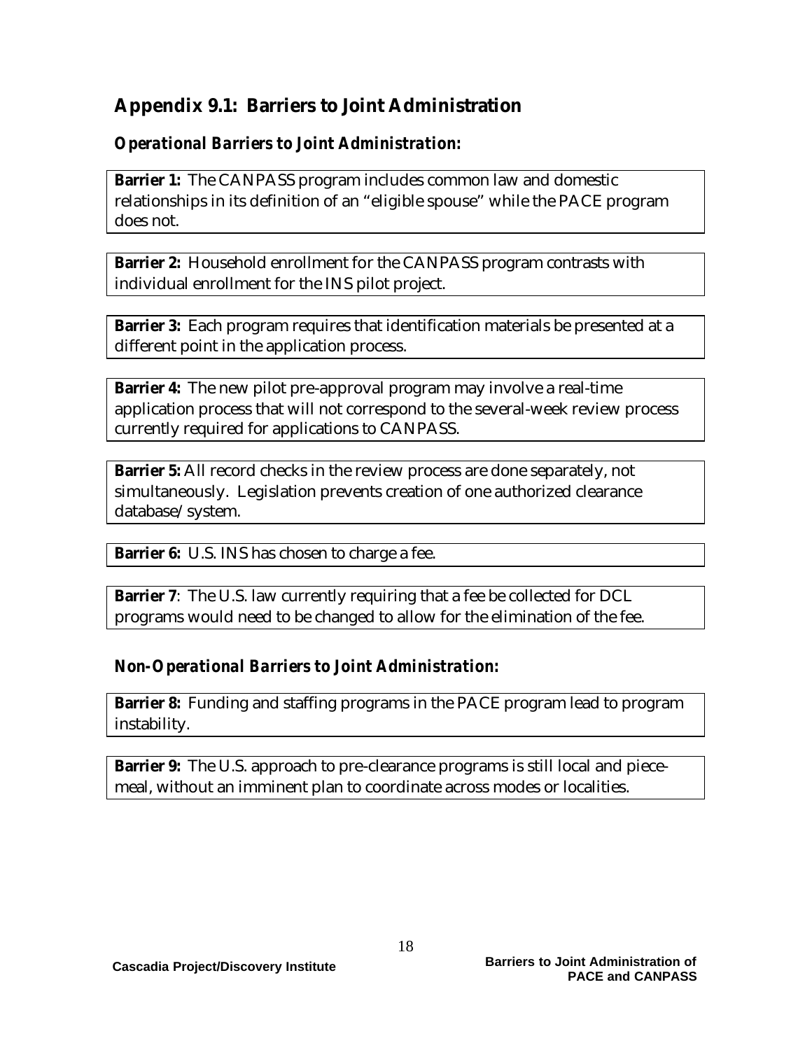## Appendix 9.1: Barriers to Joint Administration

### *Operational Barriers to Joint Administration:*

**Barrier 1:** The CANPASS program includes common law and domestic relationships in its definition of an "eligible spouse" while the PACE program does not.

**Barrier 2:** Household enrollment for the CANPASS program contrasts with individual enrollment for the INS pilot project.

**Barrier 3:** Each program requires that identification materials be presented at a different point in the application process.

**Barrier 4:** The new pilot pre-approval program may involve a real-time application process that will not correspond to the several-week review process currently required for applications to CANPASS.

**Barrier 5:** All record checks in the review process are done separately, not simultaneously. Legislation prevents creation of one authorized clearance database/system.

**Barrier 6:** U.S. INS has chosen to charge a fee.

**Barrier 7**: The U.S. law currently requiring that a fee be collected for DCL programs would need to be changed to allow for the elimination of the fee.

### *Non-Operational Barriers to Joint Administration:*

**Barrier 8:** Funding and staffing programs in the PACE program lead to program instability.

**Barrier 9:** The U.S. approach to pre-clearance programs is still local and piece-meal, without an imminent plan to coordinate across modes or localities.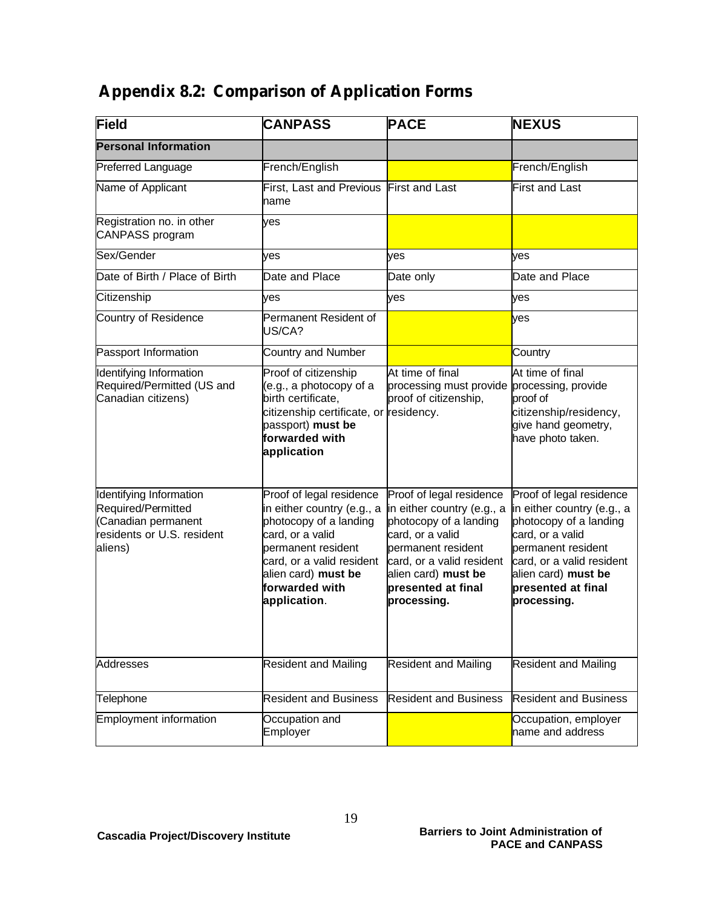## Appendix 8.2: Comparison of Application Forms

| Field | CANPASS | PACE | NEXUS |
|---|---|---|---|
| **Personal Information** | | | |
| Preferred Language | French/English | | French/English |
| Name of Applicant | First, Last and Previous name | First and Last | First and Last |
| Registration no. in other CANPASS program | yes | | |
| Sex/Gender | yes | yes | yes |
| Date of Birth / Place of Birth | Date and Place | Date only | Date and Place |
| Citizenship | yes | yes | yes |
| Country of Residence | Permanent Resident of US/CA? | | yes |
| Passport Information | Country and Number | | Country |
| Identifying Information Required/Permitted (US and Canadian citizens) | Proof of citizenship (e.g., a photocopy of a birth certificate, citizenship certificate, or passport) **must be forwarded with application** | At time of final processing must provide proof of citizenship, residency. | At time of final processing, provide proof of citizenship/residency, give hand geometry, have photo taken. |
| Identifying Information Required/Permitted (Canadian permanent residents or U.S. resident aliens) | Proof of legal residence in either country (e.g., a photocopy of a landing card, or a valid permanent resident card, or a valid resident alien card) **must be forwarded with application**. | Proof of legal residence in either country (e.g., a photocopy of a landing card, or a valid permanent resident card, or a valid resident alien card) **must be presented at final processing.** | Proof of legal residence in either country (e.g., a photocopy of a landing card, or a valid permanent resident card, or a valid resident alien card) **must be presented at final processing.** |
| Addresses | Resident and Mailing | Resident and Mailing | Resident and Mailing |
| Telephone | Resident and Business | Resident and Business | Resident and Business |
| Employment information | Occupation and Employer | | Occupation, employer name and address |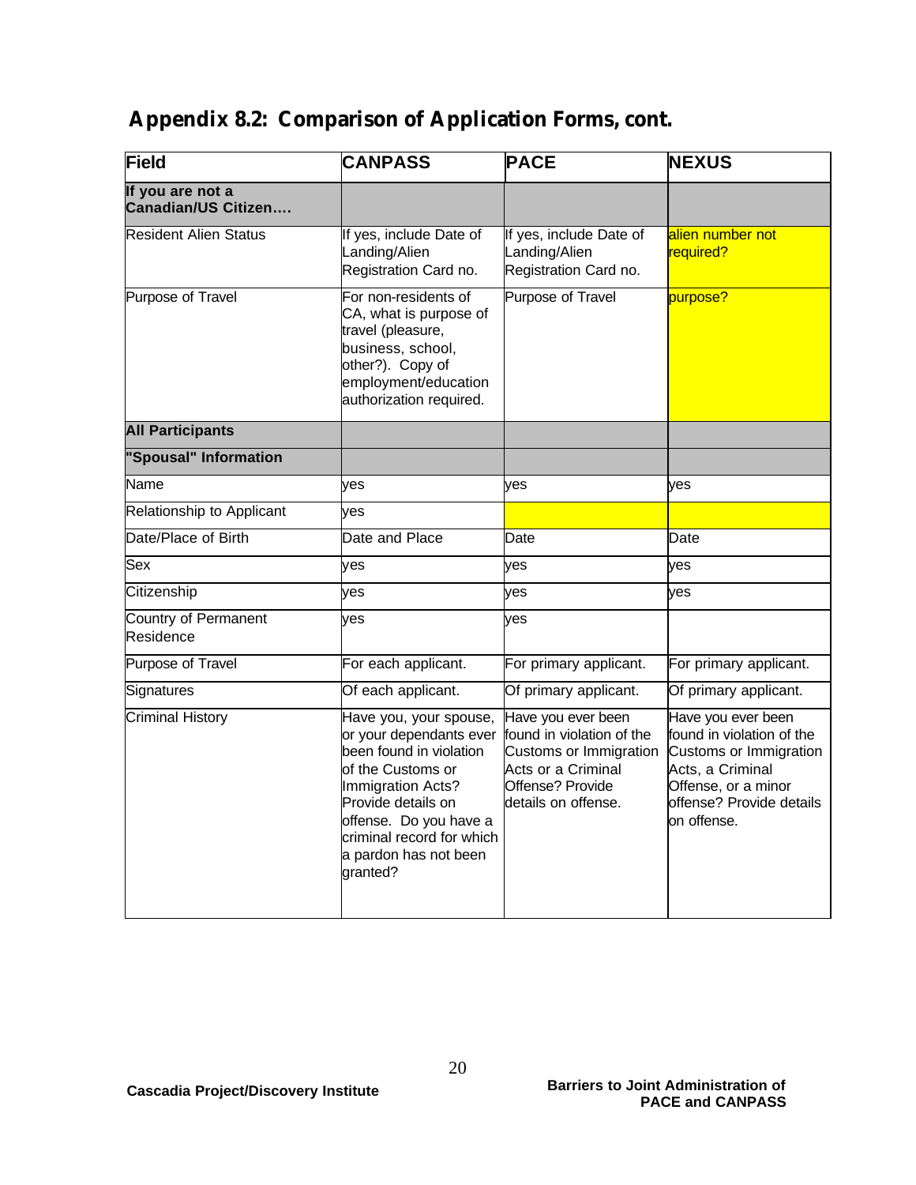## Appendix 8.2: Comparison of Application Forms, cont.

| Field | CANPASS | PACE | NEXUS |
|---|---|---|---|
| **If you are not a Canadian/US Citizen….** | | | |
| Resident Alien Status | If yes, include Date of Landing/Alien Registration Card no. | If yes, include Date of Landing/Alien Registration Card no. | alien number not required? |
| Purpose of Travel | For non-residents of CA, what is purpose of travel (pleasure, business, school, other?). Copy of employment/education authorization required. | Purpose of Travel | purpose? |
| **All Participants** | | | |
| **"Spousal" Information** | | | |
| Name | yes | yes | yes |
| Relationship to Applicant | yes | | |
| Date/Place of Birth | Date and Place | Date | Date |
| Sex | yes | yes | yes |
| Citizenship | yes | yes | yes |
| Country of Permanent Residence | yes | yes | |
| Purpose of Travel | For each applicant. | For primary applicant. | For primary applicant. |
| Signatures | Of each applicant. | Of primary applicant. | Of primary applicant. |
| Criminal History | Have you, your spouse, or your dependants ever been found in violation of the Customs or Immigration Acts? Provide details on offense. Do you have a criminal record for which a pardon has not been granted? | Have you ever been found in violation of the Customs or Immigration Acts or a Criminal Offense? Provide details on offense. | Have you ever been found in violation of the Customs or Immigration Acts, a Criminal Offense, or a minor offense? Provide details on offense. |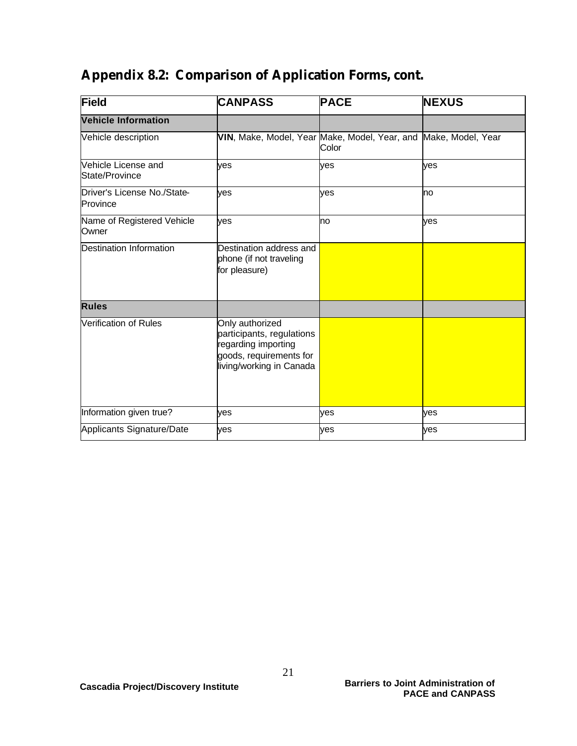## Appendix 8.2: Comparison of Application Forms, cont.

| Field | CANPASS | PACE | NEXUS |
|---|---|---|---|
| **Vehicle Information** | | | |
| Vehicle description | **VIN**, Make, Model, Year | Make, Model, Year, and Color | Make, Model, Year |
| Vehicle License and State/Province | yes | yes | yes |
| Driver's License No./State-Province | yes | yes | no |
| Name of Registered Vehicle Owner | yes | no | yes |
| Destination Information | Destination address and phone (if not traveling for pleasure) | | |
| **Rules** | | | |
| Verification of Rules | Only authorized participants, regulations regarding importing goods, requirements for living/working in Canada | | |
| Information given true? | yes | yes | yes |
| Applicants Signature/Date | yes | yes | yes |